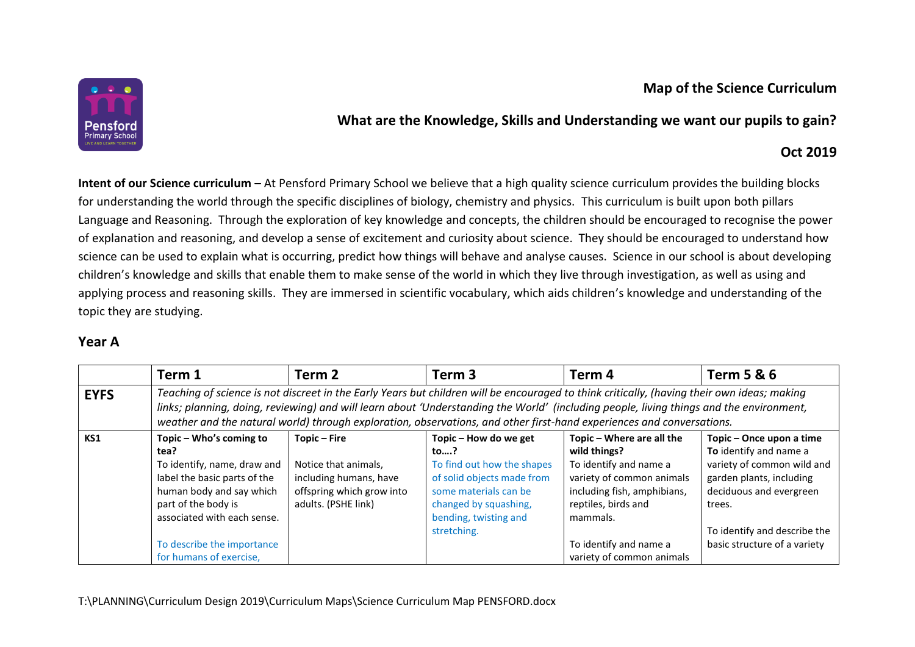**Map of the Science Curriculum**

**What are the Knowledge, Skills and Understanding we want our pupils to gain?**

**Oct 2019**

**Intent of our Science curriculum –** At Pensford Primary School we believe that a high quality science curriculum provides the building blocks for understanding the world through the specific disciplines of biology, chemistry and physics. This curriculum is built upon both pillars Language and Reasoning. Through the exploration of key knowledge and concepts, the children should be encouraged to recognise the power of explanation and reasoning, and develop a sense of excitement and curiosity about science. They should be encouraged to understand how science can be used to explain what is occurring, predict how things will behave and analyse causes. Science in our school is about developing children's knowledge and skills that enable them to make sense of the world in which they live through investigation, as well as using and applying process and reasoning skills. They are immersed in scientific vocabulary, which aids children's knowledge and understanding of the topic they are studying.

## Year A

| | Term 1 | Term 2 | Term 3 | Term 4 | Term 5 & 6 |
|---|---|---|---|---|---|
| **EYFS** | *Teaching of science is not discreet in the Early Years but children will be encouraged to think critically, (having their own ideas; making links; planning, doing, reviewing) and will learn about 'Understanding the World' (including people, living things and the environment, weather and the natural world) through exploration, observations, and other first-hand experiences and conversations.* | | | | |
| **KS1** | **Topic – Who's coming to tea?**<br>To identify, name, draw and label the basic parts of the human body and say which part of the body is associated with each sense.<br><br>To describe the importance for humans of exercise, | **Topic – Fire**<br><br>Notice that animals, including humans, have offspring which grow into adults. (PSHE link) | **Topic – How do we get to….?**<br>To find out how the shapes of solid objects made from some materials can be changed by squashing, bending, twisting and stretching. | **Topic – Where are all the wild things?**<br>To identify and name a variety of common animals including fish, amphibians, reptiles, birds and mammals.<br><br>To identify and name a variety of common animals | **Topic – Once upon a time**<br>**To** identify and name a variety of common wild and garden plants, including deciduous and evergreen trees.<br><br>To identify and describe the basic structure of a variety |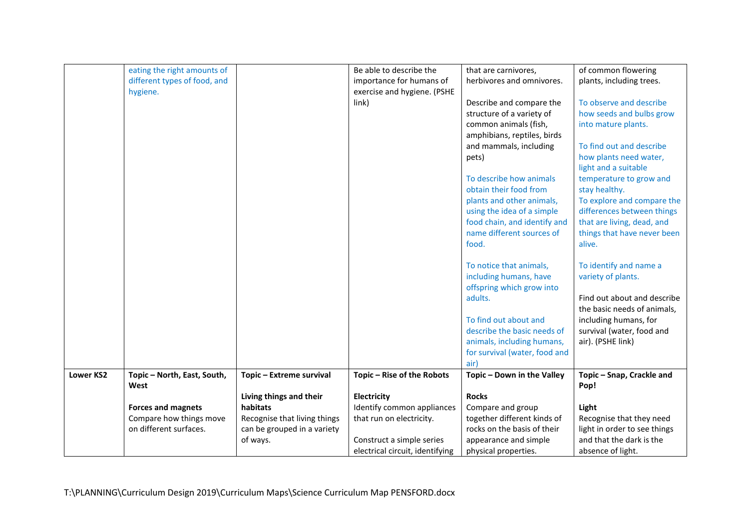| | | | | | |
|---|---|---|---|---|---|
| | eating the right amounts of different types of food, and hygiene. | | Be able to describe the importance for humans of exercise and hygiene. (PSHE link) | that are carnivores, herbivores and omnivores.<br><br>Describe and compare the structure of a variety of common animals (fish, amphibians, reptiles, birds and mammals, including pets)<br><br>To describe how animals obtain their food from plants and other animals, using the idea of a simple food chain, and identify and name different sources of food.<br><br>To notice that animals, including humans, have offspring which grow into adults.<br><br>To find out about and describe the basic needs of animals, including humans, for survival (water, food and air) | of common flowering plants, including trees.<br><br>To observe and describe how seeds and bulbs grow into mature plants.<br><br>To find out and describe how plants need water, light and a suitable temperature to grow and stay healthy.<br>To explore and compare the differences between things that are living, dead, and things that have never been alive.<br><br>To identify and name a variety of plants.<br><br>Find out about and describe the basic needs of animals, including humans, for survival (water, food and air). (PSHE link) |
| **Lower KS2** | **Topic – North, East, South, West**<br><br>**Forces and magnets**<br>Compare how things move on different surfaces. | **Topic – Extreme survival**<br><br>**Living things and their habitats**<br>Recognise that living things can be grouped in a variety of ways. | **Topic – Rise of the Robots**<br><br>**Electricity**<br>Identify common appliances that run on electricity.<br><br>Construct a simple series electrical circuit, identifying | **Topic – Down in the Valley**<br><br>**Rocks**<br>Compare and group together different kinds of rocks on the basis of their appearance and simple physical properties. | **Topic – Snap, Crackle and Pop!**<br><br>**Light**<br>Recognise that they need light in order to see things and that the dark is the absence of light. |

T:\PLANNING\Curriculum Design 2019\Curriculum Maps\Science Curriculum Map PENSFORD.docx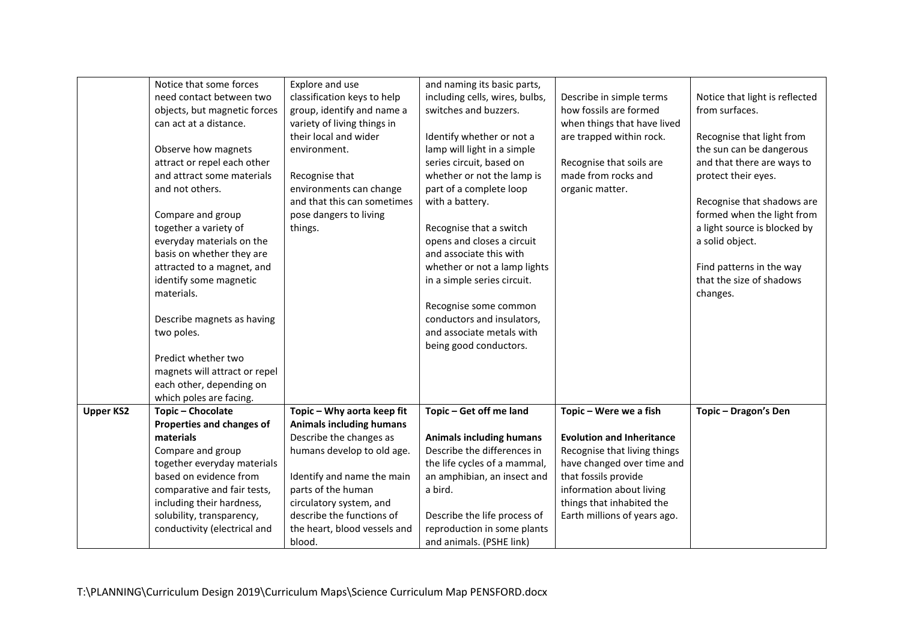|  |  |  |  |  |  |
|---|---|---|---|---|---|
|  | Notice that some forces need contact between two objects, but magnetic forces can act at a distance.<br><br>Observe how magnets attract or repel each other and attract some materials and not others.<br><br>Compare and group together a variety of everyday materials on the basis on whether they are attracted to a magnet, and identify some magnetic materials.<br><br>Describe magnets as having two poles.<br><br>Predict whether two magnets will attract or repel each other, depending on which poles are facing. | Explore and use classification keys to help group, identify and name a variety of living things in their local and wider environment.<br><br>Recognise that environments can change and that this can sometimes pose dangers to living things. | and naming its basic parts, including cells, wires, bulbs, switches and buzzers.<br><br>Identify whether or not a lamp will light in a simple series circuit, based on whether or not the lamp is part of a complete loop with a battery.<br><br>Recognise that a switch opens and closes a circuit and associate this with whether or not a lamp lights in a simple series circuit.<br><br>Recognise some common conductors and insulators, and associate metals with being good conductors. | Describe in simple terms how fossils are formed when things that have lived are trapped within rock.<br><br>Recognise that soils are made from rocks and organic matter. | Notice that light is reflected from surfaces.<br><br>Recognise that light from the sun can be dangerous and that there are ways to protect their eyes.<br><br>Recognise that shadows are formed when the light from a light source is blocked by a solid object.<br><br>Find patterns in the way that the size of shadows changes. |
| **Upper KS2** | **Topic – Chocolate**<br>**Properties and changes of materials**<br>Compare and group together everyday materials based on evidence from comparative and fair tests, including their hardness, solubility, transparency, conductivity (electrical and | **Topic – Why aorta keep fit**<br>**Animals including humans**<br>Describe the changes as humans develop to old age.<br><br>Identify and name the main parts of the human circulatory system, and describe the functions of the heart, blood vessels and blood. | **Topic – Get off me land**<br><br>**Animals including humans**<br>Describe the differences in the life cycles of a mammal, an amphibian, an insect and a bird.<br><br>Describe the life process of reproduction in some plants and animals. (PSHE link) | **Topic – Were we a fish**<br><br>**Evolution and Inheritance**<br>Recognise that living things have changed over time and that fossils provide information about living things that inhabited the Earth millions of years ago. | **Topic – Dragon's Den** |

T:\PLANNING\Curriculum Design 2019\Curriculum Maps\Science Curriculum Map PENSFORD.docx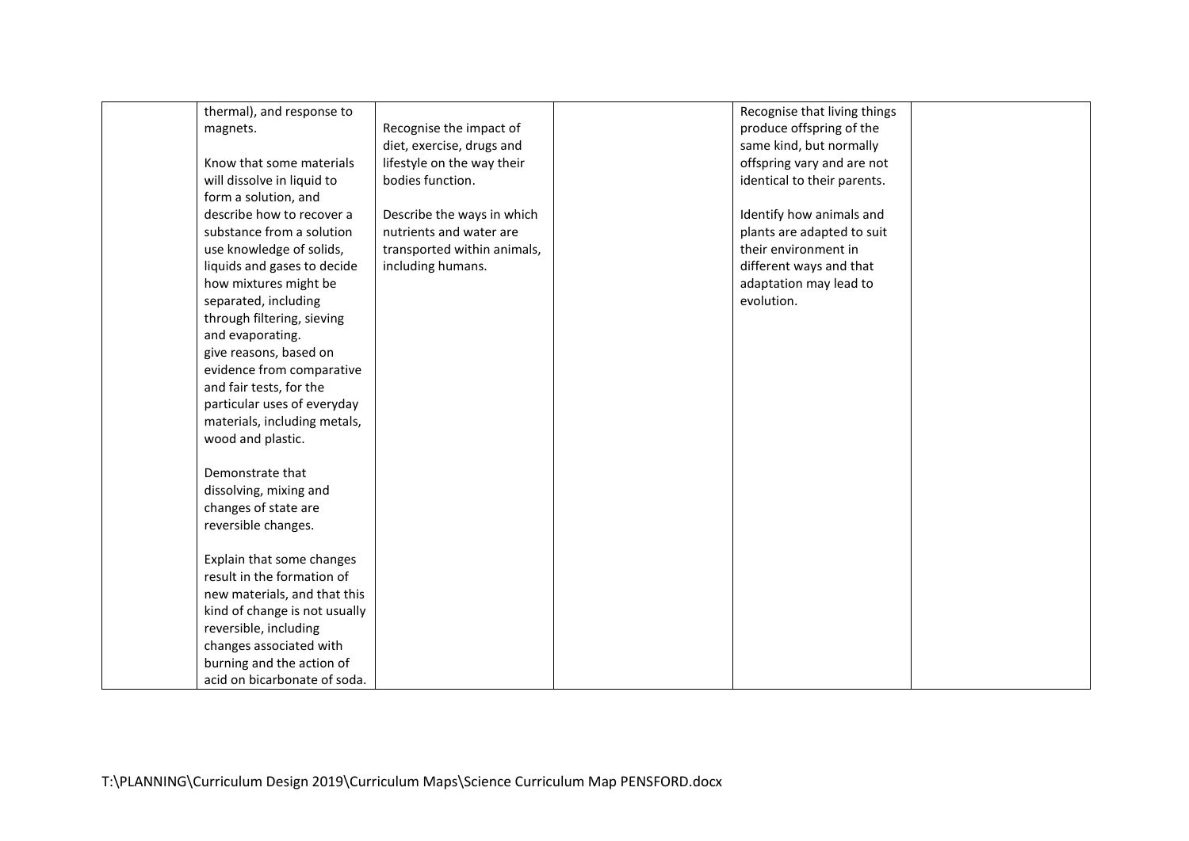|  |  |  |  |  |  |
|---|---|---|---|---|---|
|  | thermal), and response to magnets.<br><br>Know that some materials will dissolve in liquid to form a solution, and describe how to recover a substance from a solution use knowledge of solids, liquids and gases to decide how mixtures might be separated, including through filtering, sieving and evaporating.<br>give reasons, based on evidence from comparative and fair tests, for the particular uses of everyday materials, including metals, wood and plastic.<br><br>Demonstrate that dissolving, mixing and changes of state are reversible changes.<br><br>Explain that some changes result in the formation of new materials, and that this kind of change is not usually reversible, including changes associated with burning and the action of acid on bicarbonate of soda. | Recognise the impact of diet, exercise, drugs and lifestyle on the way their bodies function.<br><br>Describe the ways in which nutrients and water are transported within animals, including humans. |  | Recognise that living things produce offspring of the same kind, but normally offspring vary and are not identical to their parents.<br><br>Identify how animals and plants are adapted to suit their environment in different ways and that adaptation may lead to evolution. |  |

T:\PLANNING\Curriculum Design 2019\Curriculum Maps\Science Curriculum Map PENSFORD.docx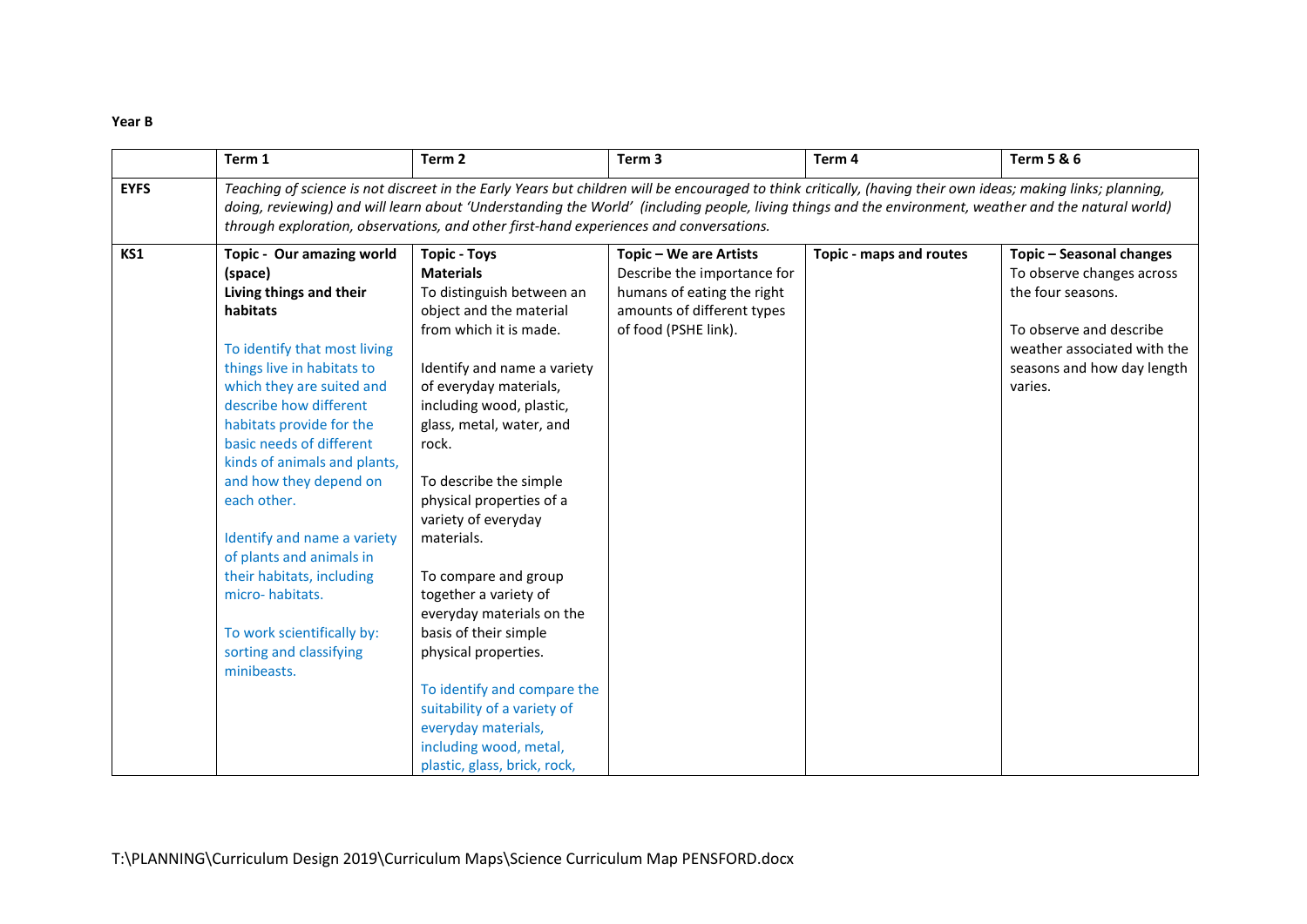**Year B**

| | Term 1 | Term 2 | Term 3 | Term 4 | Term 5 & 6 |
|---|---|---|---|---|---|
| **EYFS** | *Teaching of science is not discreet in the Early Years but children will be encouraged to think critically, (having their own ideas; making links; planning, doing, reviewing) and will learn about 'Understanding the World' (including people, living things and the environment, weather and the natural world) through exploration, observations, and other first-hand experiences and conversations.* | | | | |
| **KS1** | **Topic - Our amazing world (space)**<br>**Living things and their habitats**<br><br>To identify that most living things live in habitats to which they are suited and describe how different habitats provide for the basic needs of different kinds of animals and plants, and how they depend on each other.<br><br>Identify and name a variety of plants and animals in their habitats, including micro- habitats.<br><br>To work scientifically by: sorting and classifying minibeasts. | **Topic - Toys**<br>**Materials**<br>To distinguish between an object and the material from which it is made.<br><br>Identify and name a variety of everyday materials, including wood, plastic, glass, metal, water, and rock.<br><br>To describe the simple physical properties of a variety of everyday materials.<br><br>To compare and group together a variety of everyday materials on the basis of their simple physical properties.<br><br>To identify and compare the suitability of a variety of everyday materials, including wood, metal, plastic, glass, brick, rock, | **Topic – We are Artists**<br>Describe the importance for humans of eating the right amounts of different types of food (PSHE link). | **Topic - maps and routes** | **Topic – Seasonal changes**<br>To observe changes across the four seasons.<br><br>To observe and describe weather associated with the seasons and how day length varies. |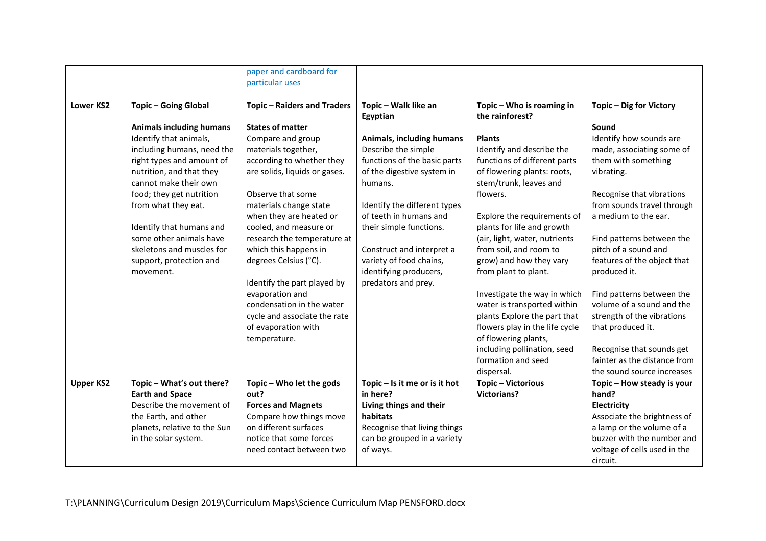| | | | | | |
|---|---|---|---|---|---|
| | | paper and cardboard for particular uses | | | |
| **Lower KS2** | **Topic – Going Global**<br><br>**Animals including humans**<br>Identify that animals, including humans, need the right types and amount of nutrition, and that they cannot make their own food; they get nutrition from what they eat.<br><br>Identify that humans and some other animals have skeletons and muscles for support, protection and movement. | **Topic – Raiders and Traders**<br><br>**States of matter**<br>Compare and group materials together, according to whether they are solids, liquids or gases.<br><br>Observe that some materials change state when they are heated or cooled, and measure or research the temperature at which this happens in degrees Celsius (°C).<br><br>Identify the part played by evaporation and condensation in the water cycle and associate the rate of evaporation with temperature. | **Topic – Walk like an Egyptian**<br><br>**Animals, including humans**<br>Describe the simple functions of the basic parts of the digestive system in humans.<br><br>Identify the different types of teeth in humans and their simple functions.<br><br>Construct and interpret a variety of food chains, identifying producers, predators and prey. | **Topic – Who is roaming in the rainforest?**<br><br>**Plants**<br>Identify and describe the functions of different parts of flowering plants: roots, stem/trunk, leaves and flowers.<br><br>Explore the requirements of plants for life and growth (air, light, water, nutrients from soil, and room to grow) and how they vary from plant to plant.<br><br>Investigate the way in which water is transported within plants Explore the part that flowers play in the life cycle of flowering plants, including pollination, seed formation and seed dispersal. | **Topic – Dig for Victory**<br><br>**Sound**<br>Identify how sounds are made, associating some of them with something vibrating.<br><br>Recognise that vibrations from sounds travel through a medium to the ear.<br><br>Find patterns between the pitch of a sound and features of the object that produced it.<br><br>Find patterns between the volume of a sound and the strength of the vibrations that produced it.<br><br>Recognise that sounds get fainter as the distance from the sound source increases |
| **Upper KS2** | **Topic – What's out there?**<br>**Earth and Space**<br>Describe the movement of the Earth, and other planets, relative to the Sun in the solar system. | **Topic – Who let the gods out?**<br>**Forces and Magnets**<br>Compare how things move on different surfaces notice that some forces need contact between two | **Topic – Is it me or is it hot in here?**<br>**Living things and their habitats**<br>Recognise that living things can be grouped in a variety of ways. | **Topic – Victorious Victorians?** | **Topic – How steady is your hand?**<br>**Electricity**<br>Associate the brightness of a lamp or the volume of a buzzer with the number and voltage of cells used in the circuit. |

T:\PLANNING\Curriculum Design 2019\Curriculum Maps\Science Curriculum Map PENSFORD.docx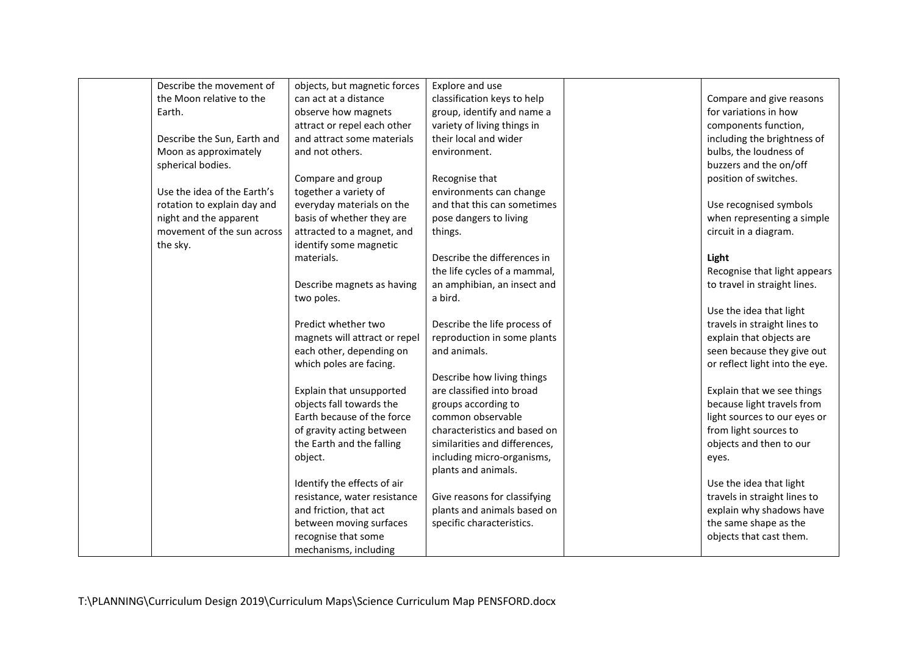| | | | | | |
|---|---|---|---|---|---|
| | Describe the movement of the Moon relative to the Earth.<br><br>Describe the Sun, Earth and Moon as approximately spherical bodies.<br><br>Use the idea of the Earth's rotation to explain day and night and the apparent movement of the sun across the sky. | objects, but magnetic forces can act at a distance observe how magnets attract or repel each other and attract some materials and not others.<br><br>Compare and group together a variety of everyday materials on the basis of whether they are attracted to a magnet, and identify some magnetic materials.<br><br>Describe magnets as having two poles.<br><br>Predict whether two magnets will attract or repel each other, depending on which poles are facing.<br><br>Explain that unsupported objects fall towards the Earth because of the force of gravity acting between the Earth and the falling object.<br><br>Identify the effects of air resistance, water resistance and friction, that act between moving surfaces recognise that some mechanisms, including | Explore and use classification keys to help group, identify and name a variety of living things in their local and wider environment.<br><br>Recognise that environments can change and that this can sometimes pose dangers to living things.<br><br>Describe the differences in the life cycles of a mammal, an amphibian, an insect and a bird.<br><br>Describe the life process of reproduction in some plants and animals.<br><br>Describe how living things are classified into broad groups according to common observable characteristics and based on similarities and differences, including micro-organisms, plants and animals.<br><br>Give reasons for classifying plants and animals based on specific characteristics. | | Compare and give reasons for variations in how components function, including the brightness of bulbs, the loudness of buzzers and the on/off position of switches.<br><br>Use recognised symbols when representing a simple circuit in a diagram.<br><br>**Light**<br>Recognise that light appears to travel in straight lines.<br><br>Use the idea that light travels in straight lines to explain that objects are seen because they give out or reflect light into the eye.<br><br>Explain that we see things because light travels from light sources to our eyes or from light sources to objects and then to our eyes.<br><br>Use the idea that light travels in straight lines to explain why shadows have the same shape as the objects that cast them. |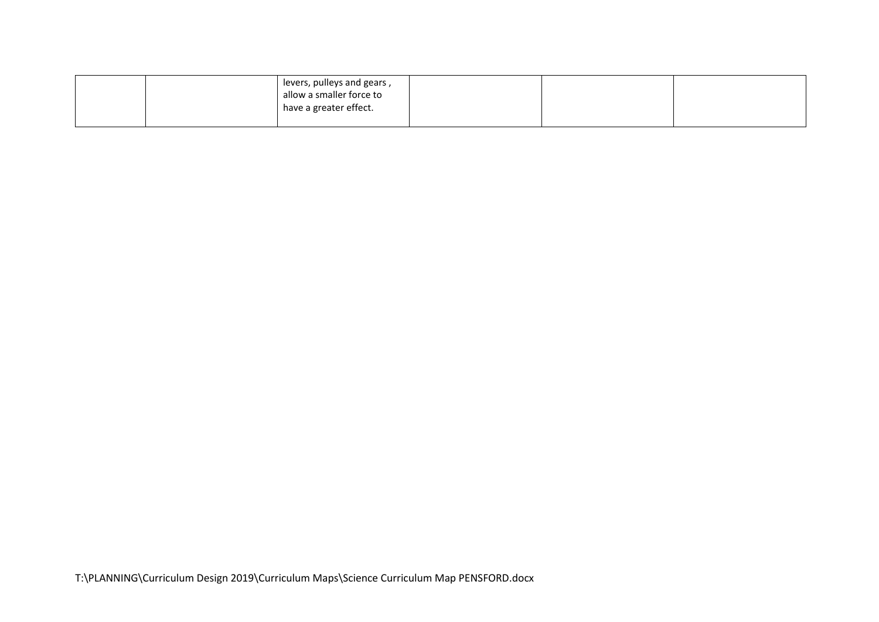| | | | | | |
|---|---|---|---|---|---|
| | | levers, pulleys and gears , allow a smaller force to have a greater effect. | | | |

T:\PLANNING\Curriculum Design 2019\Curriculum Maps\Science Curriculum Map PENSFORD.docx